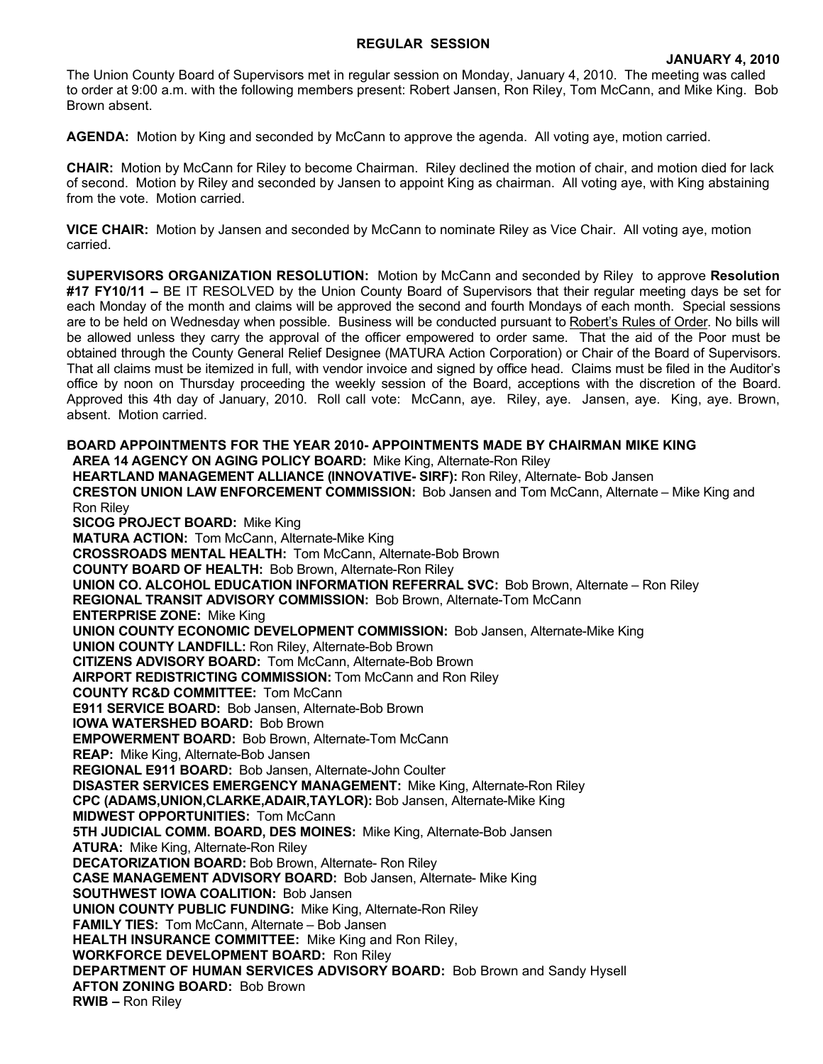# REGULAR SESSION

**JANUARY 4, 2010**

The Union County Board of Supervisors met in regular session on Monday, January 4, 2010. The meeting was called to order at 9:00 a.m. with the following members present: Robert Jansen, Ron Riley, Tom McCann, and Mike King. Bob Brown absent.

**AGENDA:** Motion by King and seconded by McCann to approve the agenda. All voting aye, motion carried.

**CHAIR:** Motion by McCann for Riley to become Chairman. Riley declined the motion of chair, and motion died for lack of second. Motion by Riley and seconded by Jansen to appoint King as chairman. All voting aye, with King abstaining from the vote. Motion carried.

**VICE CHAIR:** Motion by Jansen and seconded by McCann to nominate Riley as Vice Chair. All voting aye, motion carried.

**SUPERVISORS ORGANIZATION RESOLUTION:** Motion by McCann and seconded by Riley to approve **Resolution #17 FY10/11 –** BE IT RESOLVED by the Union County Board of Supervisors that their regular meeting days be set for each Monday of the month and claims will be approved the second and fourth Mondays of each month. Special sessions are to be held on Wednesday when possible. Business will be conducted pursuant to Robert's Rules of Order. No bills will be allowed unless they carry the approval of the officer empowered to order same. That the aid of the Poor must be obtained through the County General Relief Designee (MATURA Action Corporation) or Chair of the Board of Supervisors. That all claims must be itemized in full, with vendor invoice and signed by office head. Claims must be filed in the Auditor's office by noon on Thursday proceeding the weekly session of the Board, acceptions with the discretion of the Board. Approved this 4th day of January, 2010. Roll call vote: McCann, aye. Riley, aye. Jansen, aye. King, aye. Brown, absent. Motion carried.

**BOARD APPOINTMENTS FOR THE YEAR 2010- APPOINTMENTS MADE BY CHAIRMAN MIKE KING**

**AREA 14 AGENCY ON AGING POLICY BOARD:** Mike King, Alternate-Ron Riley
**HEARTLAND MANAGEMENT ALLIANCE (INNOVATIVE- SIRF):** Ron Riley, Alternate- Bob Jansen
**CRESTON UNION LAW ENFORCEMENT COMMISSION:** Bob Jansen and Tom McCann, Alternate – Mike King and Ron Riley
**SICOG PROJECT BOARD:** Mike King
**MATURA ACTION:** Tom McCann, Alternate-Mike King
**CROSSROADS MENTAL HEALTH:** Tom McCann, Alternate-Bob Brown
**COUNTY BOARD OF HEALTH:** Bob Brown, Alternate-Ron Riley
**UNION CO. ALCOHOL EDUCATION INFORMATION REFERRAL SVC:** Bob Brown, Alternate – Ron Riley
**REGIONAL TRANSIT ADVISORY COMMISSION:** Bob Brown, Alternate-Tom McCann
**ENTERPRISE ZONE:** Mike King
**UNION COUNTY ECONOMIC DEVELOPMENT COMMISSION:** Bob Jansen, Alternate-Mike King
**UNION COUNTY LANDFILL:** Ron Riley, Alternate-Bob Brown
**CITIZENS ADVISORY BOARD:** Tom McCann, Alternate-Bob Brown
**AIRPORT REDISTRICTING COMMISSION:** Tom McCann and Ron Riley
**COUNTY RC&D COMMITTEE:** Tom McCann
**E911 SERVICE BOARD:** Bob Jansen, Alternate-Bob Brown
**IOWA WATERSHED BOARD:** Bob Brown
**EMPOWERMENT BOARD:** Bob Brown, Alternate-Tom McCann
**REAP:** Mike King, Alternate-Bob Jansen
**REGIONAL E911 BOARD:** Bob Jansen, Alternate-John Coulter
**DISASTER SERVICES EMERGENCY MANAGEMENT:** Mike King, Alternate-Ron Riley
**CPC (ADAMS,UNION,CLARKE,ADAIR,TAYLOR):** Bob Jansen, Alternate-Mike King
**MIDWEST OPPORTUNITIES:** Tom McCann
**5TH JUDICIAL COMM. BOARD, DES MOINES:** Mike King, Alternate-Bob Jansen
**ATURA:** Mike King, Alternate-Ron Riley
**DECATORIZATION BOARD:** Bob Brown, Alternate- Ron Riley
**CASE MANAGEMENT ADVISORY BOARD:** Bob Jansen, Alternate- Mike King
**SOUTHWEST IOWA COALITION:** Bob Jansen
**UNION COUNTY PUBLIC FUNDING:** Mike King, Alternate-Ron Riley
**FAMILY TIES:** Tom McCann, Alternate – Bob Jansen
**HEALTH INSURANCE COMMITTEE:** Mike King and Ron Riley,
**WORKFORCE DEVELOPMENT BOARD:** Ron Riley
**DEPARTMENT OF HUMAN SERVICES ADVISORY BOARD:** Bob Brown and Sandy Hysell
**AFTON ZONING BOARD:** Bob Brown
**RWIB –** Ron Riley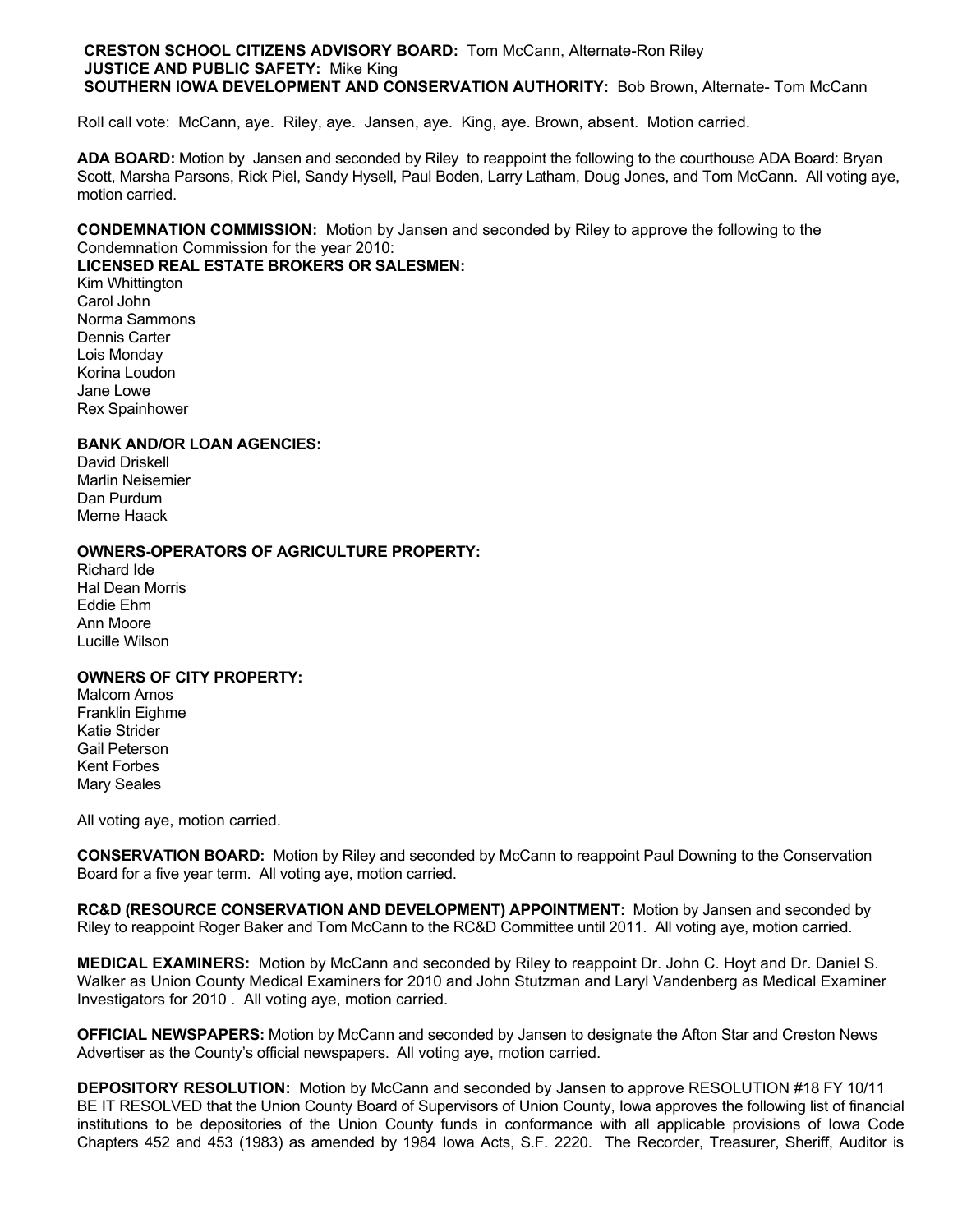**CRESTON SCHOOL CITIZENS ADVISORY BOARD:** Tom McCann, Alternate-Ron Riley
**JUSTICE AND PUBLIC SAFETY:** Mike King
**SOUTHERN IOWA DEVELOPMENT AND CONSERVATION AUTHORITY:** Bob Brown, Alternate- Tom McCann

Roll call vote: McCann, aye. Riley, aye. Jansen, aye. King, aye. Brown, absent. Motion carried.

**ADA BOARD:** Motion by Jansen and seconded by Riley to reappoint the following to the courthouse ADA Board: Bryan Scott, Marsha Parsons, Rick Piel, Sandy Hysell, Paul Boden, Larry Latham, Doug Jones, and Tom McCann. All voting aye, motion carried.

**CONDEMNATION COMMISSION:** Motion by Jansen and seconded by Riley to approve the following to the Condemnation Commission for the year 2010:

**LICENSED REAL ESTATE BROKERS OR SALESMEN:**
Kim Whittington
Carol John
Norma Sammons
Dennis Carter
Lois Monday
Korina Loudon
Jane Lowe
Rex Spainhower

**BANK AND/OR LOAN AGENCIES:**
David Driskell
Marlin Neisemier
Dan Purdum
Merne Haack

**OWNERS-OPERATORS OF AGRICULTURE PROPERTY:**
Richard Ide
Hal Dean Morris
Eddie Ehm
Ann Moore
Lucille Wilson

**OWNERS OF CITY PROPERTY:**
Malcom Amos
Franklin Eighme
Katie Strider
Gail Peterson
Kent Forbes
Mary Seales

All voting aye, motion carried.

**CONSERVATION BOARD:** Motion by Riley and seconded by McCann to reappoint Paul Downing to the Conservation Board for a five year term. All voting aye, motion carried.

**RC&D (RESOURCE CONSERVATION AND DEVELOPMENT) APPOINTMENT:** Motion by Jansen and seconded by Riley to reappoint Roger Baker and Tom McCann to the RC&D Committee until 2011. All voting aye, motion carried.

**MEDICAL EXAMINERS:** Motion by McCann and seconded by Riley to reappoint Dr. John C. Hoyt and Dr. Daniel S. Walker as Union County Medical Examiners for 2010 and John Stutzman and Laryl Vandenberg as Medical Examiner Investigators for 2010 . All voting aye, motion carried.

**OFFICIAL NEWSPAPERS:** Motion by McCann and seconded by Jansen to designate the Afton Star and Creston News Advertiser as the County's official newspapers. All voting aye, motion carried.

**DEPOSITORY RESOLUTION:** Motion by McCann and seconded by Jansen to approve RESOLUTION #18 FY 10/11 BE IT RESOLVED that the Union County Board of Supervisors of Union County, Iowa approves the following list of financial institutions to be depositories of the Union County funds in conformance with all applicable provisions of Iowa Code Chapters 452 and 453 (1983) as amended by 1984 Iowa Acts, S.F. 2220. The Recorder, Treasurer, Sheriff, Auditor is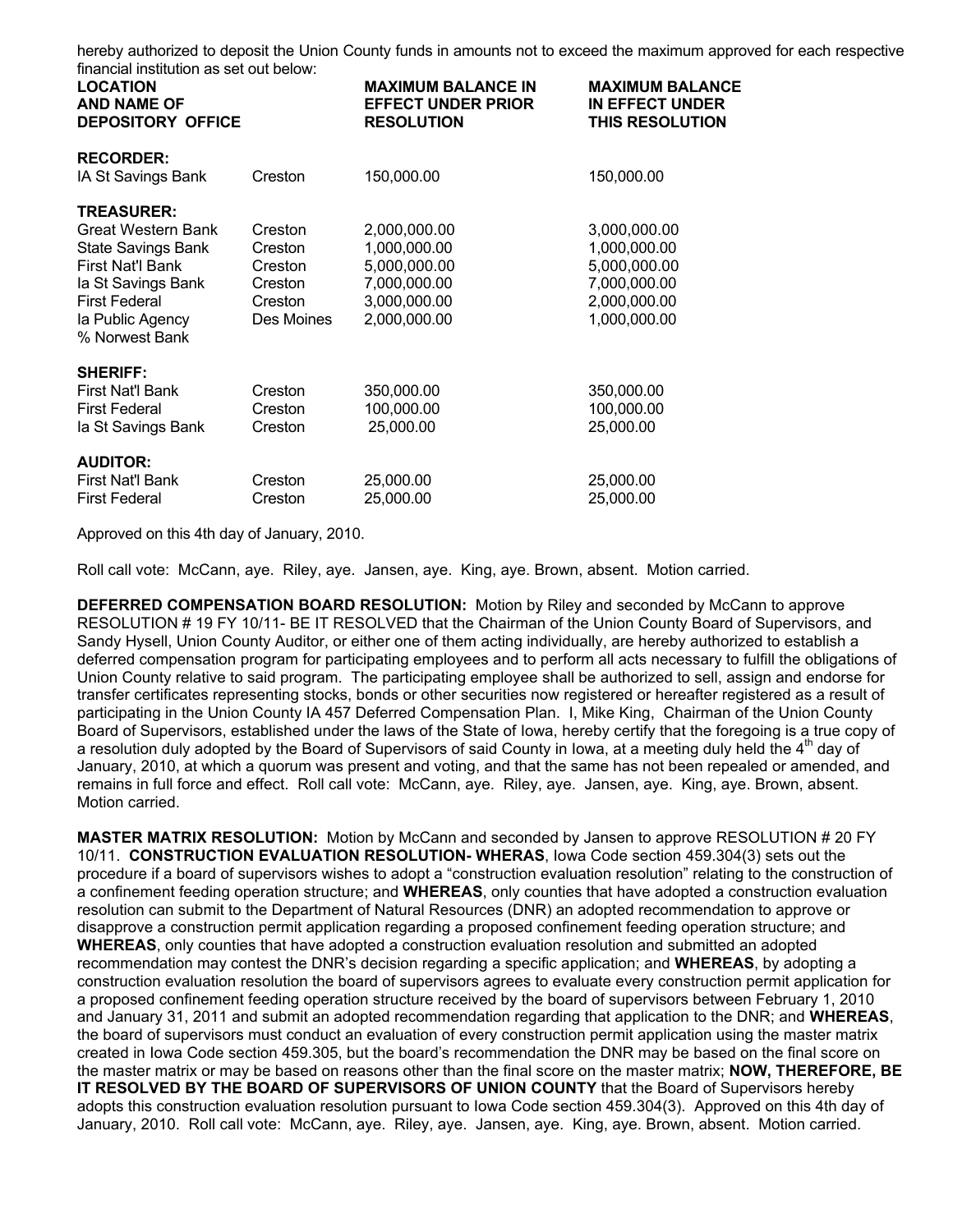hereby authorized to deposit the Union County funds in amounts not to exceed the maximum approved for each respective financial institution as set out below:

| LOCATION AND NAME OF DEPOSITORY OFFICE | | MAXIMUM BALANCE IN EFFECT UNDER PRIOR RESOLUTION | MAXIMUM BALANCE IN EFFECT UNDER THIS RESOLUTION |
|---|---|---|---|
| **RECORDER:** | | | |
| IA St Savings Bank | Creston | 150,000.00 | 150,000.00 |
| **TREASURER:** | | | |
| Great Western Bank | Creston | 2,000,000.00 | 3,000,000.00 |
| State Savings Bank | Creston | 1,000,000.00 | 1,000,000.00 |
| First Nat'l Bank | Creston | 5,000,000.00 | 5,000,000.00 |
| Ia St Savings Bank | Creston | 7,000,000.00 | 7,000,000.00 |
| First Federal | Creston | 3,000,000.00 | 2,000,000.00 |
| Ia Public Agency % Norwest Bank | Des Moines | 2,000,000.00 | 1,000,000.00 |
| **SHERIFF:** | | | |
| First Nat'l Bank | Creston | 350,000.00 | 350,000.00 |
| First Federal | Creston | 100,000.00 | 100,000.00 |
| Ia St Savings Bank | Creston | 25,000.00 | 25,000.00 |
| **AUDITOR:** | | | |
| First Nat'l Bank | Creston | 25,000.00 | 25,000.00 |
| First Federal | Creston | 25,000.00 | 25,000.00 |

Approved on this 4th day of January, 2010.

Roll call vote: McCann, aye. Riley, aye. Jansen, aye. King, aye. Brown, absent. Motion carried.

**DEFERRED COMPENSATION BOARD RESOLUTION:** Motion by Riley and seconded by McCann to approve RESOLUTION # 19 FY 10/11- BE IT RESOLVED that the Chairman of the Union County Board of Supervisors, and Sandy Hysell, Union County Auditor, or either one of them acting individually, are hereby authorized to establish a deferred compensation program for participating employees and to perform all acts necessary to fulfill the obligations of Union County relative to said program. The participating employee shall be authorized to sell, assign and endorse for transfer certificates representing stocks, bonds or other securities now registered or hereafter registered as a result of participating in the Union County IA 457 Deferred Compensation Plan. I, Mike King, Chairman of the Union County Board of Supervisors, established under the laws of the State of Iowa, hereby certify that the foregoing is a true copy of a resolution duly adopted by the Board of Supervisors of said County in Iowa, at a meeting duly held the 4th day of January, 2010, at which a quorum was present and voting, and that the same has not been repealed or amended, and remains in full force and effect. Roll call vote: McCann, aye. Riley, aye. Jansen, aye. King, aye. Brown, absent. Motion carried.

**MASTER MATRIX RESOLUTION:** Motion by McCann and seconded by Jansen to approve RESOLUTION # 20 FY 10/11. **CONSTRUCTION EVALUATION RESOLUTION- WHERAS**, Iowa Code section 459.304(3) sets out the procedure if a board of supervisors wishes to adopt a "construction evaluation resolution" relating to the construction of a confinement feeding operation structure; and **WHEREAS**, only counties that have adopted a construction evaluation resolution can submit to the Department of Natural Resources (DNR) an adopted recommendation to approve or disapprove a construction permit application regarding a proposed confinement feeding operation structure; and **WHEREAS**, only counties that have adopted a construction evaluation resolution and submitted an adopted recommendation may contest the DNR's decision regarding a specific application; and **WHEREAS**, by adopting a construction evaluation resolution the board of supervisors agrees to evaluate every construction permit application for a proposed confinement feeding operation structure received by the board of supervisors between February 1, 2010 and January 31, 2011 and submit an adopted recommendation regarding that application to the DNR; and **WHEREAS**, the board of supervisors must conduct an evaluation of every construction permit application using the master matrix created in Iowa Code section 459.305, but the board's recommendation the DNR may be based on the final score on the master matrix or may be based on reasons other than the final score on the master matrix; **NOW, THEREFORE, BE IT RESOLVED BY THE BOARD OF SUPERVISORS OF UNION COUNTY** that the Board of Supervisors hereby adopts this construction evaluation resolution pursuant to Iowa Code section 459.304(3). Approved on this 4th day of January, 2010. Roll call vote: McCann, aye. Riley, aye. Jansen, aye. King, aye. Brown, absent. Motion carried.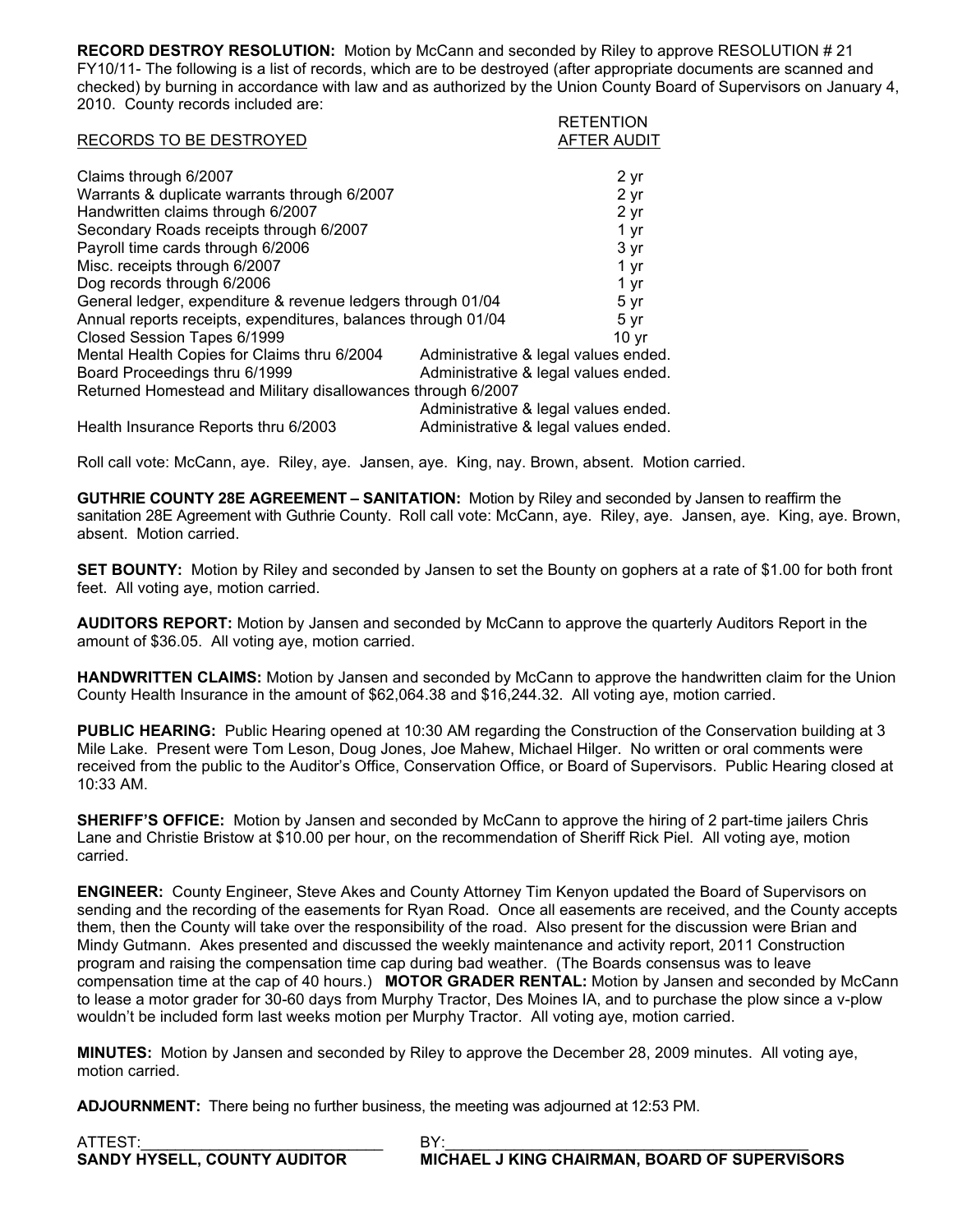**RECORD DESTROY RESOLUTION:** Motion by McCann and seconded by Riley to approve RESOLUTION # 21 FY10/11- The following is a list of records, which are to be destroyed (after appropriate documents are scanned and checked) by burning in accordance with law and as authorized by the Union County Board of Supervisors on January 4, 2010. County records included are:

| RECORDS TO BE DESTROYED | RETENTION AFTER AUDIT |
|---|---|
| Claims through 6/2007 | 2 yr |
| Warrants & duplicate warrants through 6/2007 | 2 yr |
| Handwritten claims through 6/2007 | 2 yr |
| Secondary Roads receipts through 6/2007 | 1 yr |
| Payroll time cards through 6/2006 | 3 yr |
| Misc. receipts through 6/2007 | 1 yr |
| Dog records through 6/2006 | 1 yr |
| General ledger, expenditure & revenue ledgers through 01/04 | 5 yr |
| Annual reports receipts, expenditures, balances through 01/04 | 5 yr |
| Closed Session Tapes 6/1999 | 10 yr |
| Mental Health Copies for Claims thru 6/2004 | Administrative & legal values ended. |
| Board Proceedings thru 6/1999 | Administrative & legal values ended. |
| Returned Homestead and Military disallowances through 6/2007 | Administrative & legal values ended. |
| Health Insurance Reports thru 6/2003 | Administrative & legal values ended. |

Roll call vote: McCann, aye. Riley, aye. Jansen, aye. King, nay. Brown, absent. Motion carried.

**GUTHRIE COUNTY 28E AGREEMENT – SANITATION:** Motion by Riley and seconded by Jansen to reaffirm the sanitation 28E Agreement with Guthrie County. Roll call vote: McCann, aye. Riley, aye. Jansen, aye. King, aye. Brown, absent. Motion carried.

**SET BOUNTY:** Motion by Riley and seconded by Jansen to set the Bounty on gophers at a rate of $1.00 for both front feet. All voting aye, motion carried.

**AUDITORS REPORT:** Motion by Jansen and seconded by McCann to approve the quarterly Auditors Report in the amount of $36.05. All voting aye, motion carried.

**HANDWRITTEN CLAIMS:** Motion by Jansen and seconded by McCann to approve the handwritten claim for the Union County Health Insurance in the amount of $62,064.38 and $16,244.32. All voting aye, motion carried.

**PUBLIC HEARING:** Public Hearing opened at 10:30 AM regarding the Construction of the Conservation building at 3 Mile Lake. Present were Tom Leson, Doug Jones, Joe Mahew, Michael Hilger. No written or oral comments were received from the public to the Auditor's Office, Conservation Office, or Board of Supervisors. Public Hearing closed at 10:33 AM.

**SHERIFF'S OFFICE:** Motion by Jansen and seconded by McCann to approve the hiring of 2 part-time jailers Chris Lane and Christie Bristow at $10.00 per hour, on the recommendation of Sheriff Rick Piel. All voting aye, motion carried.

**ENGINEER:** County Engineer, Steve Akes and County Attorney Tim Kenyon updated the Board of Supervisors on sending and the recording of the easements for Ryan Road. Once all easements are received, and the County accepts them, then the County will take over the responsibility of the road. Also present for the discussion were Brian and Mindy Gutmann. Akes presented and discussed the weekly maintenance and activity report, 2011 Construction program and raising the compensation time cap during bad weather. (The Boards consensus was to leave compensation time at the cap of 40 hours.) **MOTOR GRADER RENTAL:** Motion by Jansen and seconded by McCann to lease a motor grader for 30-60 days from Murphy Tractor, Des Moines IA, and to purchase the plow since a v-plow wouldn't be included form last weeks motion per Murphy Tractor. All voting aye, motion carried.

**MINUTES:** Motion by Jansen and seconded by Riley to approve the December 28, 2009 minutes. All voting aye, motion carried.

**ADJOURNMENT:** There being no further business, the meeting was adjourned at 12:53 PM.

ATTEST:______________________________
**SANDY HYSELL, COUNTY AUDITOR**

BY:_____________________________________________
**MICHAEL J KING CHAIRMAN, BOARD OF SUPERVISORS**